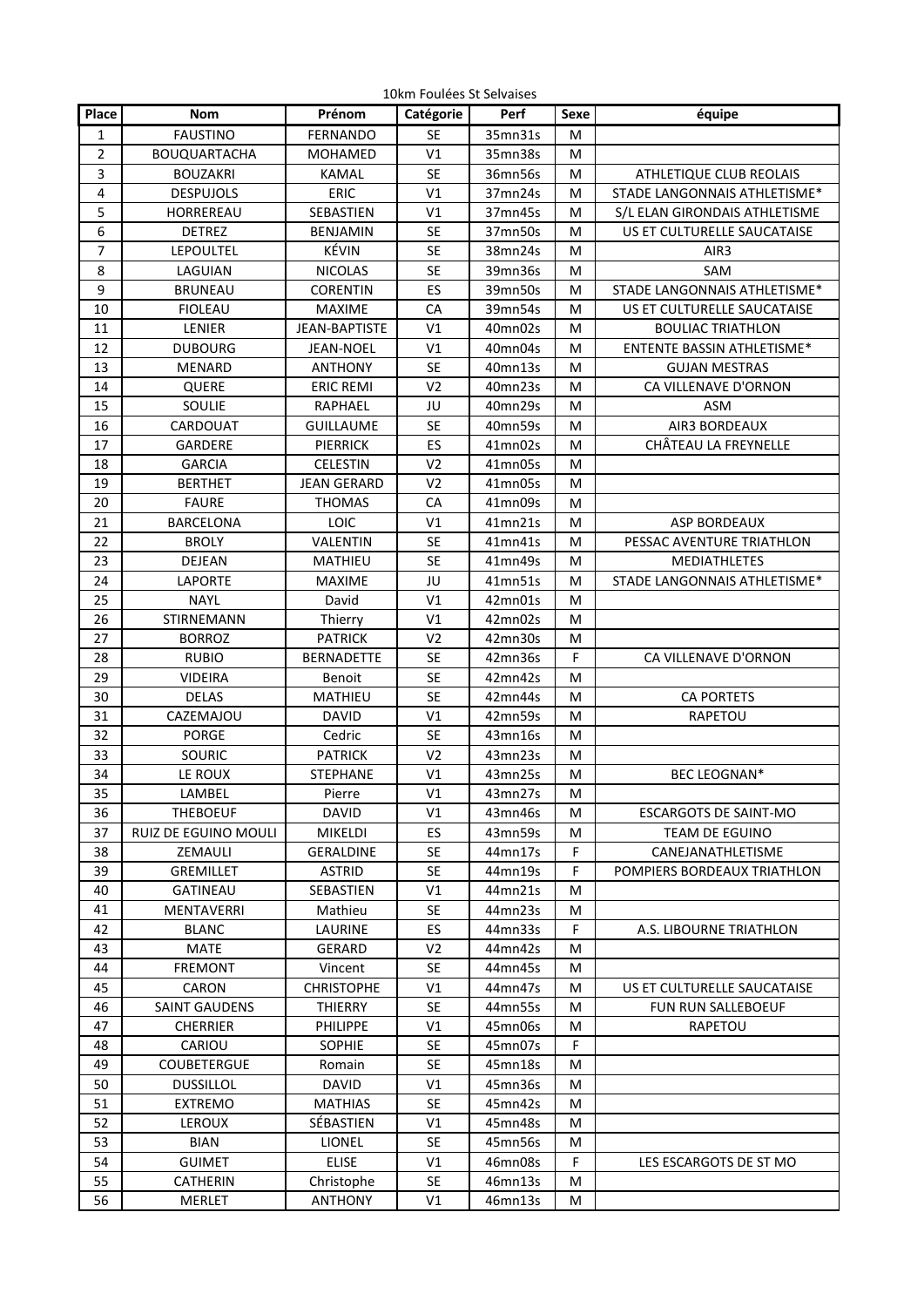10km Foulées St Selvaises

| Place | Nom | Prénom | Catégorie | Perf | Sexe | équipe |
|---|---|---|---|---|---|---|
| 1 | FAUSTINO | FERNANDO | SE | 35mn31s | M | |
| 2 | BOUQUARTACHA | MOHAMED | V1 | 35mn38s | M | |
| 3 | BOUZAKRI | KAMAL | SE | 36mn56s | M | ATHLETIQUE CLUB REOLAIS |
| 4 | DESPUJOLS | ERIC | V1 | 37mn24s | M | STADE LANGONNAIS ATHLETISME* |
| 5 | HORREREAU | SEBASTIEN | V1 | 37mn45s | M | S/L ELAN GIRONDAIS ATHLETISME |
| 6 | DETREZ | BENJAMIN | SE | 37mn50s | M | US ET CULTURELLE SAUCATAISE |
| 7 | LEPOULTEL | KÉVIN | SE | 38mn24s | M | AIR3 |
| 8 | LAGUIAN | NICOLAS | SE | 39mn36s | M | SAM |
| 9 | BRUNEAU | CORENTIN | ES | 39mn50s | M | STADE LANGONNAIS ATHLETISME* |
| 10 | FIOLEAU | MAXIME | CA | 39mn54s | M | US ET CULTURELLE SAUCATAISE |
| 11 | LENIER | JEAN-BAPTISTE | V1 | 40mn02s | M | BOULIAC TRIATHLON |
| 12 | DUBOURG | JEAN-NOEL | V1 | 40mn04s | M | ENTENTE BASSIN ATHLETISME* |
| 13 | MENARD | ANTHONY | SE | 40mn13s | M | GUJAN MESTRAS |
| 14 | QUERE | ERIC REMI | V2 | 40mn23s | M | CA VILLENAVE D'ORNON |
| 15 | SOULIE | RAPHAEL | JU | 40mn29s | M | ASM |
| 16 | CARDOUAT | GUILLAUME | SE | 40mn59s | M | AIR3 BORDEAUX |
| 17 | GARDERE | PIERRICK | ES | 41mn02s | M | CHÂTEAU LA FREYNELLE |
| 18 | GARCIA | CELESTIN | V2 | 41mn05s | M | |
| 19 | BERTHET | JEAN GERARD | V2 | 41mn05s | M | |
| 20 | FAURE | THOMAS | CA | 41mn09s | M | |
| 21 | BARCELONA | LOIC | V1 | 41mn21s | M | ASP BORDEAUX |
| 22 | BROLY | VALENTIN | SE | 41mn41s | M | PESSAC AVENTURE TRIATHLON |
| 23 | DEJEAN | MATHIEU | SE | 41mn49s | M | MEDIATHLETES |
| 24 | LAPORTE | MAXIME | JU | 41mn51s | M | STADE LANGONNAIS ATHLETISME* |
| 25 | NAYL | David | V1 | 42mn01s | M | |
| 26 | STIRNEMANN | Thierry | V1 | 42mn02s | M | |
| 27 | BORROZ | PATRICK | V2 | 42mn30s | M | |
| 28 | RUBIO | BERNADETTE | SE | 42mn36s | F | CA VILLENAVE D'ORNON |
| 29 | VIDEIRA | Benoit | SE | 42mn42s | M | |
| 30 | DELAS | MATHIEU | SE | 42mn44s | M | CA PORTETS |
| 31 | CAZEMAJOU | DAVID | V1 | 42mn59s | M | RAPETOU |
| 32 | PORGE | Cedric | SE | 43mn16s | M | |
| 33 | SOURIC | PATRICK | V2 | 43mn23s | M | |
| 34 | LE ROUX | STEPHANE | V1 | 43mn25s | M | BEC LEOGNAN* |
| 35 | LAMBEL | Pierre | V1 | 43mn27s | M | |
| 36 | THEBOEUF | DAVID | V1 | 43mn46s | M | ESCARGOTS DE SAINT-MO |
| 37 | RUIZ DE EGUINO MOULI | MIKELDI | ES | 43mn59s | M | TEAM DE EGUINO |
| 38 | ZEMAULI | GERALDINE | SE | 44mn17s | F | CANEJANATHLETISME |
| 39 | GREMILLET | ASTRID | SE | 44mn19s | F | POMPIERS BORDEAUX TRIATHLON |
| 40 | GATINEAU | SEBASTIEN | V1 | 44mn21s | M | |
| 41 | MENTAVERRI | Mathieu | SE | 44mn23s | M | |
| 42 | BLANC | LAURINE | ES | 44mn33s | F | A.S. LIBOURNE TRIATHLON |
| 43 | MATE | GERARD | V2 | 44mn42s | M | |
| 44 | FREMONT | Vincent | SE | 44mn45s | M | |
| 45 | CARON | CHRISTOPHE | V1 | 44mn47s | M | US ET CULTURELLE SAUCATAISE |
| 46 | SAINT GAUDENS | THIERRY | SE | 44mn55s | M | FUN RUN SALLEBOEUF |
| 47 | CHERRIER | PHILIPPE | V1 | 45mn06s | M | RAPETOU |
| 48 | CARIOU | SOPHIE | SE | 45mn07s | F | |
| 49 | COUBETERGUE | Romain | SE | 45mn18s | M | |
| 50 | DUSSILLOL | DAVID | V1 | 45mn36s | M | |
| 51 | EXTREMO | MATHIAS | SE | 45mn42s | M | |
| 52 | LEROUX | SÉBASTIEN | V1 | 45mn48s | M | |
| 53 | BIAN | LIONEL | SE | 45mn56s | M | |
| 54 | GUIMET | ELISE | V1 | 46mn08s | F | LES ESCARGOTS DE ST MO |
| 55 | CATHERIN | Christophe | SE | 46mn13s | M | |
| 56 | MERLET | ANTHONY | V1 | 46mn13s | M | |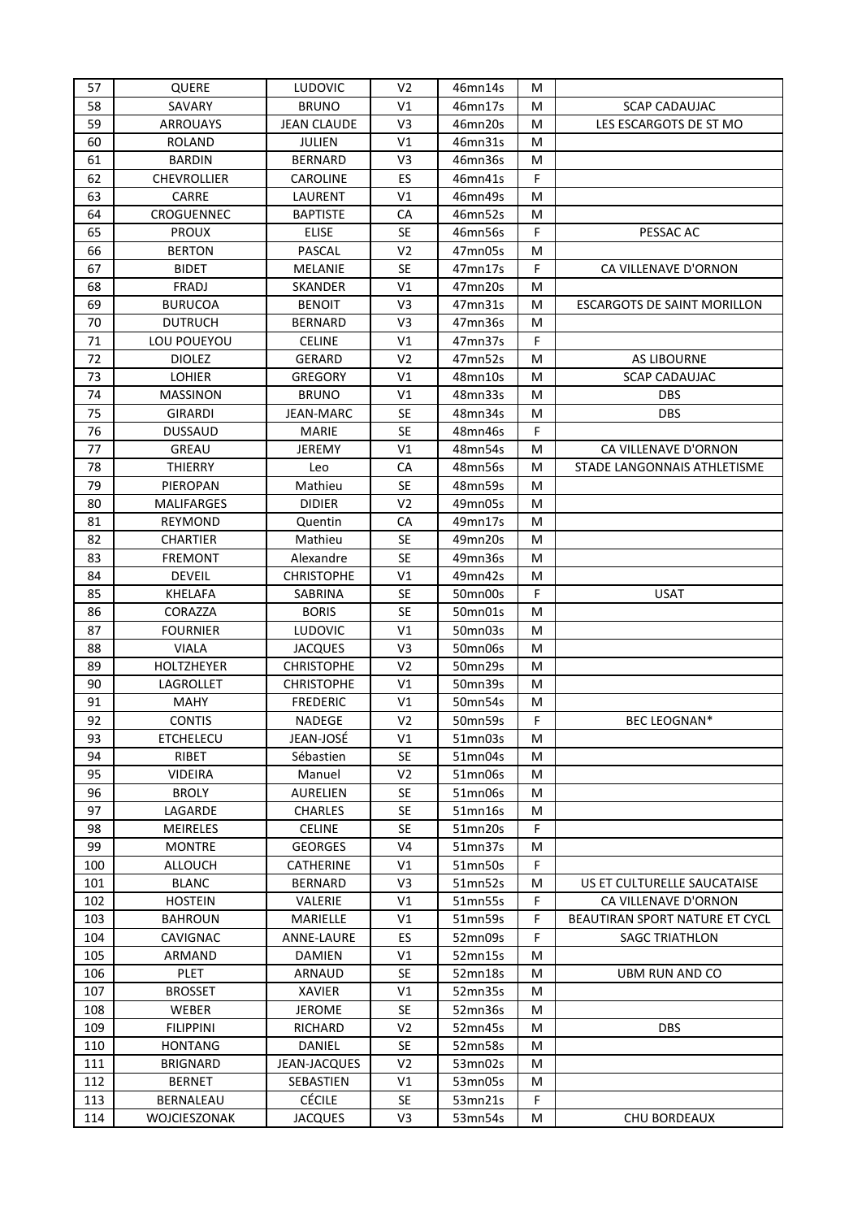| 57 | QUERE | LUDOVIC | V2 | 46mn14s | M | |
|---|---|---|---|---|---|---|
| 58 | SAVARY | BRUNO | V1 | 46mn17s | M | SCAP CADAUJAC |
| 59 | ARROUAYS | JEAN CLAUDE | V3 | 46mn20s | M | LES ESCARGOTS DE ST MO |
| 60 | ROLAND | JULIEN | V1 | 46mn31s | M | |
| 61 | BARDIN | BERNARD | V3 | 46mn36s | M | |
| 62 | CHEVROLLIER | CAROLINE | ES | 46mn41s | F | |
| 63 | CARRE | LAURENT | V1 | 46mn49s | M | |
| 64 | CROGUENNEC | BAPTISTE | CA | 46mn52s | M | |
| 65 | PROUX | ELISE | SE | 46mn56s | F | PESSAC AC |
| 66 | BERTON | PASCAL | V2 | 47mn05s | M | |
| 67 | BIDET | MELANIE | SE | 47mn17s | F | CA VILLENAVE D'ORNON |
| 68 | FRADJ | SKANDER | V1 | 47mn20s | M | |
| 69 | BURUCOA | BENOIT | V3 | 47mn31s | M | ESCARGOTS DE SAINT MORILLON |
| 70 | DUTRUCH | BERNARD | V3 | 47mn36s | M | |
| 71 | LOU POUEYOU | CELINE | V1 | 47mn37s | F | |
| 72 | DIOLEZ | GERARD | V2 | 47mn52s | M | AS LIBOURNE |
| 73 | LOHIER | GREGORY | V1 | 48mn10s | M | SCAP CADAUJAC |
| 74 | MASSINON | BRUNO | V1 | 48mn33s | M | DBS |
| 75 | GIRARDI | JEAN-MARC | SE | 48mn34s | M | DBS |
| 76 | DUSSAUD | MARIE | SE | 48mn46s | F | |
| 77 | GREAU | JEREMY | V1 | 48mn54s | M | CA VILLENAVE D'ORNON |
| 78 | THIERRY | Leo | CA | 48mn56s | M | STADE LANGONNAIS ATHLETISME |
| 79 | PIEROPAN | Mathieu | SE | 48mn59s | M | |
| 80 | MALIFARGES | DIDIER | V2 | 49mn05s | M | |
| 81 | REYMOND | Quentin | CA | 49mn17s | M | |
| 82 | CHARTIER | Mathieu | SE | 49mn20s | M | |
| 83 | FREMONT | Alexandre | SE | 49mn36s | M | |
| 84 | DEVEIL | CHRISTOPHE | V1 | 49mn42s | M | |
| 85 | KHELAFA | SABRINA | SE | 50mn00s | F | USAT |
| 86 | CORAZZA | BORIS | SE | 50mn01s | M | |
| 87 | FOURNIER | LUDOVIC | V1 | 50mn03s | M | |
| 88 | VIALA | JACQUES | V3 | 50mn06s | M | |
| 89 | HOLTZHEYER | CHRISTOPHE | V2 | 50mn29s | M | |
| 90 | LAGROLLET | CHRISTOPHE | V1 | 50mn39s | M | |
| 91 | MAHY | FREDERIC | V1 | 50mn54s | M | |
| 92 | CONTIS | NADEGE | V2 | 50mn59s | F | BEC LEOGNAN* |
| 93 | ETCHELECU | JEAN-JOSÉ | V1 | 51mn03s | M | |
| 94 | RIBET | Sébastien | SE | 51mn04s | M | |
| 95 | VIDEIRA | Manuel | V2 | 51mn06s | M | |
| 96 | BROLY | AURELIEN | SE | 51mn06s | M | |
| 97 | LAGARDE | CHARLES | SE | 51mn16s | M | |
| 98 | MEIRELES | CELINE | SE | 51mn20s | F | |
| 99 | MONTRE | GEORGES | V4 | 51mn37s | M | |
| 100 | ALLOUCH | CATHERINE | V1 | 51mn50s | F | |
| 101 | BLANC | BERNARD | V3 | 51mn52s | M | US ET CULTURELLE SAUCATAISE |
| 102 | HOSTEIN | VALERIE | V1 | 51mn55s | F | CA VILLENAVE D'ORNON |
| 103 | BAHROUN | MARIELLE | V1 | 51mn59s | F | BEAUTIRAN SPORT NATURE ET CYCL |
| 104 | CAVIGNAC | ANNE-LAURE | ES | 52mn09s | F | SAGC TRIATHLON |
| 105 | ARMAND | DAMIEN | V1 | 52mn15s | M | |
| 106 | PLET | ARNAUD | SE | 52mn18s | M | UBM RUN AND CO |
| 107 | BROSSET | XAVIER | V1 | 52mn35s | M | |
| 108 | WEBER | JEROME | SE | 52mn36s | M | |
| 109 | FILIPPINI | RICHARD | V2 | 52mn45s | M | DBS |
| 110 | HONTANG | DANIEL | SE | 52mn58s | M | |
| 111 | BRIGNARD | JEAN-JACQUES | V2 | 53mn02s | M | |
| 112 | BERNET | SEBASTIEN | V1 | 53mn05s | M | |
| 113 | BERNALEAU | CÉCILE | SE | 53mn21s | F | |
| 114 | WOJCIESZONAK | JACQUES | V3 | 53mn54s | M | CHU BORDEAUX |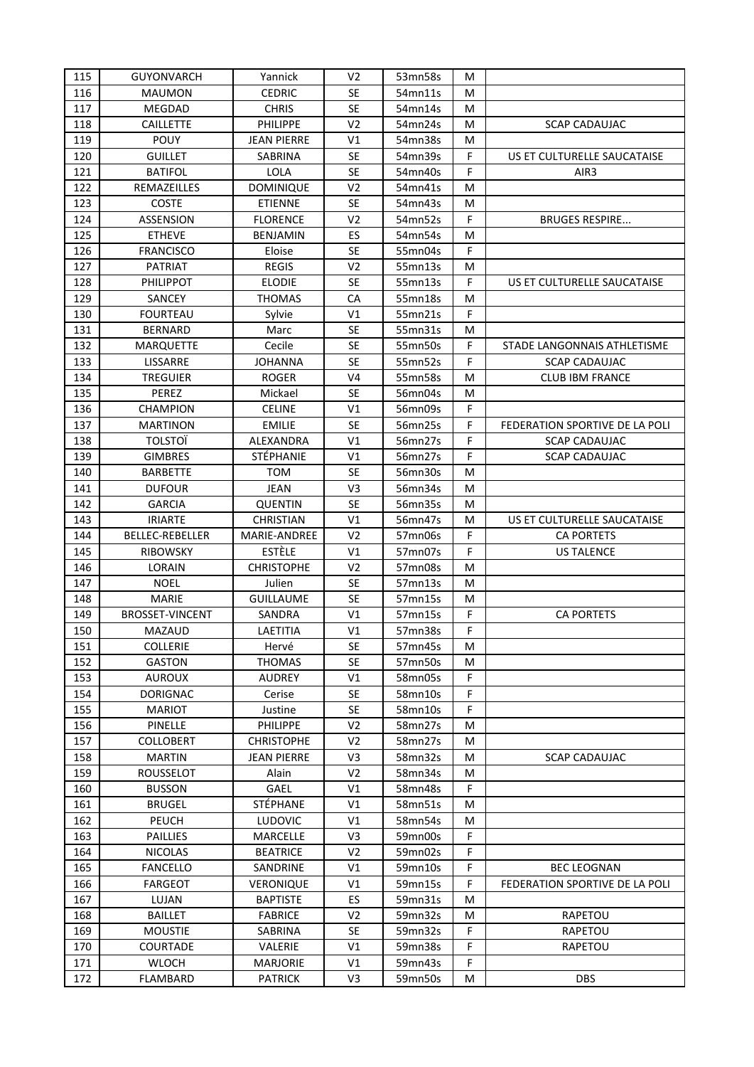| 115 | GUYONVARCH | Yannick | V2 | 53mn58s | M | |
|---|---|---|---|---|---|---|
| 116 | MAUMON | CEDRIC | SE | 54mn11s | M | |
| 117 | MEGDAD | CHRIS | SE | 54mn14s | M | |
| 118 | CAILLETTE | PHILIPPE | V2 | 54mn24s | M | SCAP CADAUJAC |
| 119 | POUY | JEAN PIERRE | V1 | 54mn38s | M | |
| 120 | GUILLET | SABRINA | SE | 54mn39s | F | US ET CULTURELLE SAUCATAISE |
| 121 | BATIFOL | LOLA | SE | 54mn40s | F | AIR3 |
| 122 | REMAZEILLES | DOMINIQUE | V2 | 54mn41s | M | |
| 123 | COSTE | ETIENNE | SE | 54mn43s | M | |
| 124 | ASSENSION | FLORENCE | V2 | 54mn52s | F | BRUGES RESPIRE... |
| 125 | ETHEVE | BENJAMIN | ES | 54mn54s | M | |
| 126 | FRANCISCO | Eloise | SE | 55mn04s | F | |
| 127 | PATRIAT | REGIS | V2 | 55mn13s | M | |
| 128 | PHILIPPOT | ELODIE | SE | 55mn13s | F | US ET CULTURELLE SAUCATAISE |
| 129 | SANCEY | THOMAS | CA | 55mn18s | M | |
| 130 | FOURTEAU | Sylvie | V1 | 55mn21s | F | |
| 131 | BERNARD | Marc | SE | 55mn31s | M | |
| 132 | MARQUETTE | Cecile | SE | 55mn50s | F | STADE LANGONNAIS ATHLETISME |
| 133 | LISSARRE | JOHANNA | SE | 55mn52s | F | SCAP CADAUJAC |
| 134 | TREGUIER | ROGER | V4 | 55mn58s | M | CLUB IBM FRANCE |
| 135 | PEREZ | Mickael | SE | 56mn04s | M | |
| 136 | CHAMPION | CELINE | V1 | 56mn09s | F | |
| 137 | MARTINON | EMILIE | SE | 56mn25s | F | FEDERATION SPORTIVE DE LA POLI |
| 138 | TOLSTOÏ | ALEXANDRA | V1 | 56mn27s | F | SCAP CADAUJAC |
| 139 | GIMBRES | STÉPHANIE | V1 | 56mn27s | F | SCAP CADAUJAC |
| 140 | BARBETTE | TOM | SE | 56mn30s | M | |
| 141 | DUFOUR | JEAN | V3 | 56mn34s | M | |
| 142 | GARCIA | QUENTIN | SE | 56mn35s | M | |
| 143 | IRIARTE | CHRISTIAN | V1 | 56mn47s | M | US ET CULTURELLE SAUCATAISE |
| 144 | BELLEC-REBELLER | MARIE-ANDREE | V2 | 57mn06s | F | CA PORTETS |
| 145 | RIBOWSKY | ESTÈLE | V1 | 57mn07s | F | US TALENCE |
| 146 | LORAIN | CHRISTOPHE | V2 | 57mn08s | M | |
| 147 | NOEL | Julien | SE | 57mn13s | M | |
| 148 | MARIE | GUILLAUME | SE | 57mn15s | M | |
| 149 | BROSSET-VINCENT | SANDRA | V1 | 57mn15s | F | CA PORTETS |
| 150 | MAZAUD | LAETITIA | V1 | 57mn38s | F | |
| 151 | COLLERIE | Hervé | SE | 57mn45s | M | |
| 152 | GASTON | THOMAS | SE | 57mn50s | M | |
| 153 | AUROUX | AUDREY | V1 | 58mn05s | F | |
| 154 | DORIGNAC | Cerise | SE | 58mn10s | F | |
| 155 | MARIOT | Justine | SE | 58mn10s | F | |
| 156 | PINELLE | PHILIPPE | V2 | 58mn27s | M | |
| 157 | COLLOBERT | CHRISTOPHE | V2 | 58mn27s | M | |
| 158 | MARTIN | JEAN PIERRE | V3 | 58mn32s | M | SCAP CADAUJAC |
| 159 | ROUSSELOT | Alain | V2 | 58mn34s | M | |
| 160 | BUSSON | GAEL | V1 | 58mn48s | F | |
| 161 | BRUGEL | STÉPHANE | V1 | 58mn51s | M | |
| 162 | PEUCH | LUDOVIC | V1 | 58mn54s | M | |
| 163 | PAILLIES | MARCELLE | V3 | 59mn00s | F | |
| 164 | NICOLAS | BEATRICE | V2 | 59mn02s | F | |
| 165 | FANCELLO | SANDRINE | V1 | 59mn10s | F | BEC LEOGNAN |
| 166 | FARGEOT | VERONIQUE | V1 | 59mn15s | F | FEDERATION SPORTIVE DE LA POLI |
| 167 | LUJAN | BAPTISTE | ES | 59mn31s | M | |
| 168 | BAILLET | FABRICE | V2 | 59mn32s | M | RAPETOU |
| 169 | MOUSTIE | SABRINA | SE | 59mn32s | F | RAPETOU |
| 170 | COURTADE | VALERIE | V1 | 59mn38s | F | RAPETOU |
| 171 | WLOCH | MARJORIE | V1 | 59mn43s | F | |
| 172 | FLAMBARD | PATRICK | V3 | 59mn50s | M | DBS |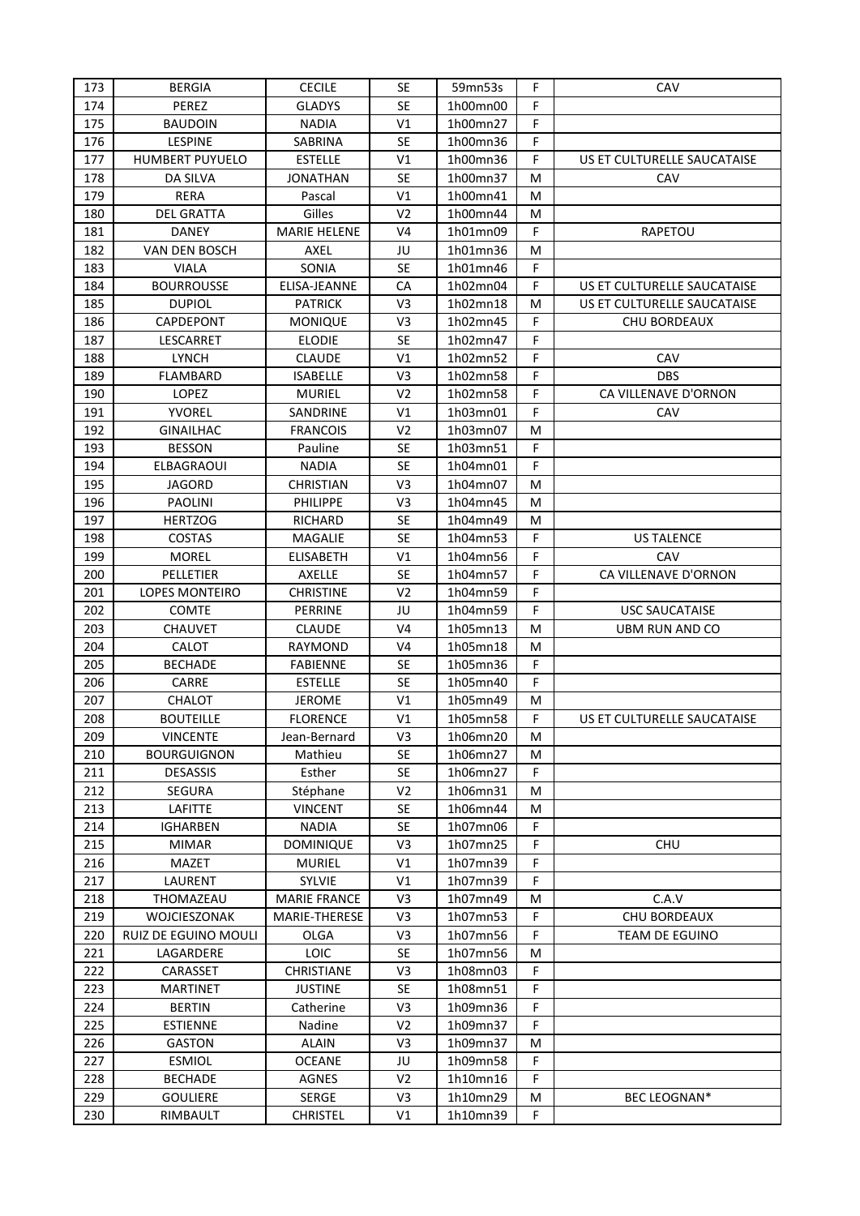| 173 | BERGIA | CECILE | SE | 59mn53s | F | CAV |
|---|---|---|---|---|---|---|
| 174 | PEREZ | GLADYS | SE | 1h00mn00 | F | |
| 175 | BAUDOIN | NADIA | V1 | 1h00mn27 | F | |
| 176 | LESPINE | SABRINA | SE | 1h00mn36 | F | |
| 177 | HUMBERT PUYUELO | ESTELLE | V1 | 1h00mn36 | F | US ET CULTURELLE SAUCATAISE |
| 178 | DA SILVA | JONATHAN | SE | 1h00mn37 | M | CAV |
| 179 | RERA | Pascal | V1 | 1h00mn41 | M | |
| 180 | DEL GRATTA | Gilles | V2 | 1h00mn44 | M | |
| 181 | DANEY | MARIE HELENE | V4 | 1h01mn09 | F | RAPETOU |
| 182 | VAN DEN BOSCH | AXEL | JU | 1h01mn36 | M | |
| 183 | VIALA | SONIA | SE | 1h01mn46 | F | |
| 184 | BOURROUSSE | ELISA-JEANNE | CA | 1h02mn04 | F | US ET CULTURELLE SAUCATAISE |
| 185 | DUPIOL | PATRICK | V3 | 1h02mn18 | M | US ET CULTURELLE SAUCATAISE |
| 186 | CAPDEPONT | MONIQUE | V3 | 1h02mn45 | F | CHU BORDEAUX |
| 187 | LESCARRET | ELODIE | SE | 1h02mn47 | F | |
| 188 | LYNCH | CLAUDE | V1 | 1h02mn52 | F | CAV |
| 189 | FLAMBARD | ISABELLE | V3 | 1h02mn58 | F | DBS |
| 190 | LOPEZ | MURIEL | V2 | 1h02mn58 | F | CA VILLENAVE D'ORNON |
| 191 | YVOREL | SANDRINE | V1 | 1h03mn01 | F | CAV |
| 192 | GINAILHAC | FRANCOIS | V2 | 1h03mn07 | M | |
| 193 | BESSON | Pauline | SE | 1h03mn51 | F | |
| 194 | ELBAGRAOUI | NADIA | SE | 1h04mn01 | F | |
| 195 | JAGORD | CHRISTIAN | V3 | 1h04mn07 | M | |
| 196 | PAOLINI | PHILIPPE | V3 | 1h04mn45 | M | |
| 197 | HERTZOG | RICHARD | SE | 1h04mn49 | M | |
| 198 | COSTAS | MAGALIE | SE | 1h04mn53 | F | US TALENCE |
| 199 | MOREL | ELISABETH | V1 | 1h04mn56 | F | CAV |
| 200 | PELLETIER | AXELLE | SE | 1h04mn57 | F | CA VILLENAVE D'ORNON |
| 201 | LOPES MONTEIRO | CHRISTINE | V2 | 1h04mn59 | F | |
| 202 | COMTE | PERRINE | JU | 1h04mn59 | F | USC SAUCATAISE |
| 203 | CHAUVET | CLAUDE | V4 | 1h05mn13 | M | UBM RUN AND CO |
| 204 | CALOT | RAYMOND | V4 | 1h05mn18 | M | |
| 205 | BECHADE | FABIENNE | SE | 1h05mn36 | F | |
| 206 | CARRE | ESTELLE | SE | 1h05mn40 | F | |
| 207 | CHALOT | JEROME | V1 | 1h05mn49 | M | |
| 208 | BOUTEILLE | FLORENCE | V1 | 1h05mn58 | F | US ET CULTURELLE SAUCATAISE |
| 209 | VINCENTE | Jean-Bernard | V3 | 1h06mn20 | M | |
| 210 | BOURGUIGNON | Mathieu | SE | 1h06mn27 | M | |
| 211 | DESASSIS | Esther | SE | 1h06mn27 | F | |
| 212 | SEGURA | Stéphane | V2 | 1h06mn31 | M | |
| 213 | LAFITTE | VINCENT | SE | 1h06mn44 | M | |
| 214 | IGHARBEN | NADIA | SE | 1h07mn06 | F | |
| 215 | MIMAR | DOMINIQUE | V3 | 1h07mn25 | F | CHU |
| 216 | MAZET | MURIEL | V1 | 1h07mn39 | F | |
| 217 | LAURENT | SYLVIE | V1 | 1h07mn39 | F | |
| 218 | THOMAZEAU | MARIE FRANCE | V3 | 1h07mn49 | M | C.A.V |
| 219 | WOJCIESZONAK | MARIE-THERESE | V3 | 1h07mn53 | F | CHU BORDEAUX |
| 220 | RUIZ DE EGUINO MOULI | OLGA | V3 | 1h07mn56 | F | TEAM DE EGUINO |
| 221 | LAGARDERE | LOIC | SE | 1h07mn56 | M | |
| 222 | CARASSET | CHRISTIANE | V3 | 1h08mn03 | F | |
| 223 | MARTINET | JUSTINE | SE | 1h08mn51 | F | |
| 224 | BERTIN | Catherine | V3 | 1h09mn36 | F | |
| 225 | ESTIENNE | Nadine | V2 | 1h09mn37 | F | |
| 226 | GASTON | ALAIN | V3 | 1h09mn37 | M | |
| 227 | ESMIOL | OCEANE | JU | 1h09mn58 | F | |
| 228 | BECHADE | AGNES | V2 | 1h10mn16 | F | |
| 229 | GOULIERE | SERGE | V3 | 1h10mn29 | M | BEC LEOGNAN* |
| 230 | RIMBAULT | CHRISTEL | V1 | 1h10mn39 | F | |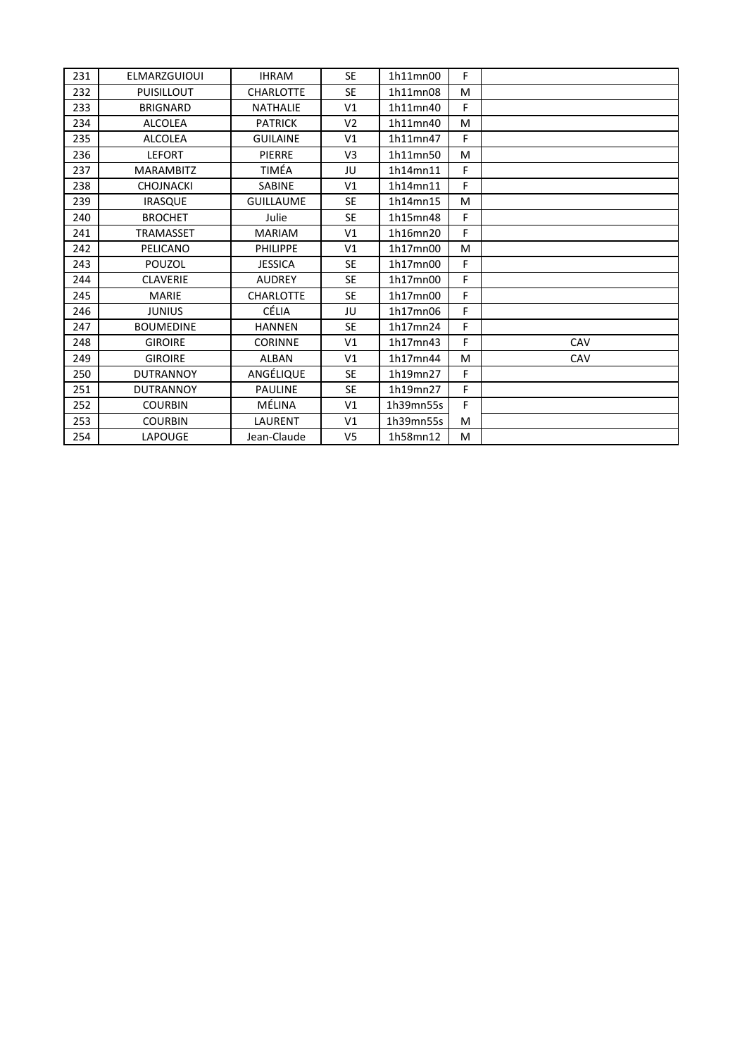| | | | | | | |
|---|---|---|---|---|---|---|
| 231 | ELMARZGUIOUI | IHRAM | SE | 1h11mn00 | F | |
| 232 | PUISILLOUT | CHARLOTTE | SE | 1h11mn08 | M | |
| 233 | BRIGNARD | NATHALIE | V1 | 1h11mn40 | F | |
| 234 | ALCOLEA | PATRICK | V2 | 1h11mn40 | M | |
| 235 | ALCOLEA | GUILAINE | V1 | 1h11mn47 | F | |
| 236 | LEFORT | PIERRE | V3 | 1h11mn50 | M | |
| 237 | MARAMBITZ | TIMÉA | JU | 1h14mn11 | F | |
| 238 | CHOJNACKI | SABINE | V1 | 1h14mn11 | F | |
| 239 | IRASQUE | GUILLAUME | SE | 1h14mn15 | M | |
| 240 | BROCHET | Julie | SE | 1h15mn48 | F | |
| 241 | TRAMASSET | MARIAM | V1 | 1h16mn20 | F | |
| 242 | PELICANO | PHILIPPE | V1 | 1h17mn00 | M | |
| 243 | POUZOL | JESSICA | SE | 1h17mn00 | F | |
| 244 | CLAVERIE | AUDREY | SE | 1h17mn00 | F | |
| 245 | MARIE | CHARLOTTE | SE | 1h17mn00 | F | |
| 246 | JUNIUS | CÉLIA | JU | 1h17mn06 | F | |
| 247 | BOUMEDINE | HANNEN | SE | 1h17mn24 | F | |
| 248 | GIROIRE | CORINNE | V1 | 1h17mn43 | F | CAV |
| 249 | GIROIRE | ALBAN | V1 | 1h17mn44 | M | CAV |
| 250 | DUTRANNOY | ANGÉLIQUE | SE | 1h19mn27 | F | |
| 251 | DUTRANNOY | PAULINE | SE | 1h19mn27 | F | |
| 252 | COURBIN | MÉLINA | V1 | 1h39mn55s | F | |
| 253 | COURBIN | LAURENT | V1 | 1h39mn55s | M | |
| 254 | LAPOUGE | Jean-Claude | V5 | 1h58mn12 | M | |